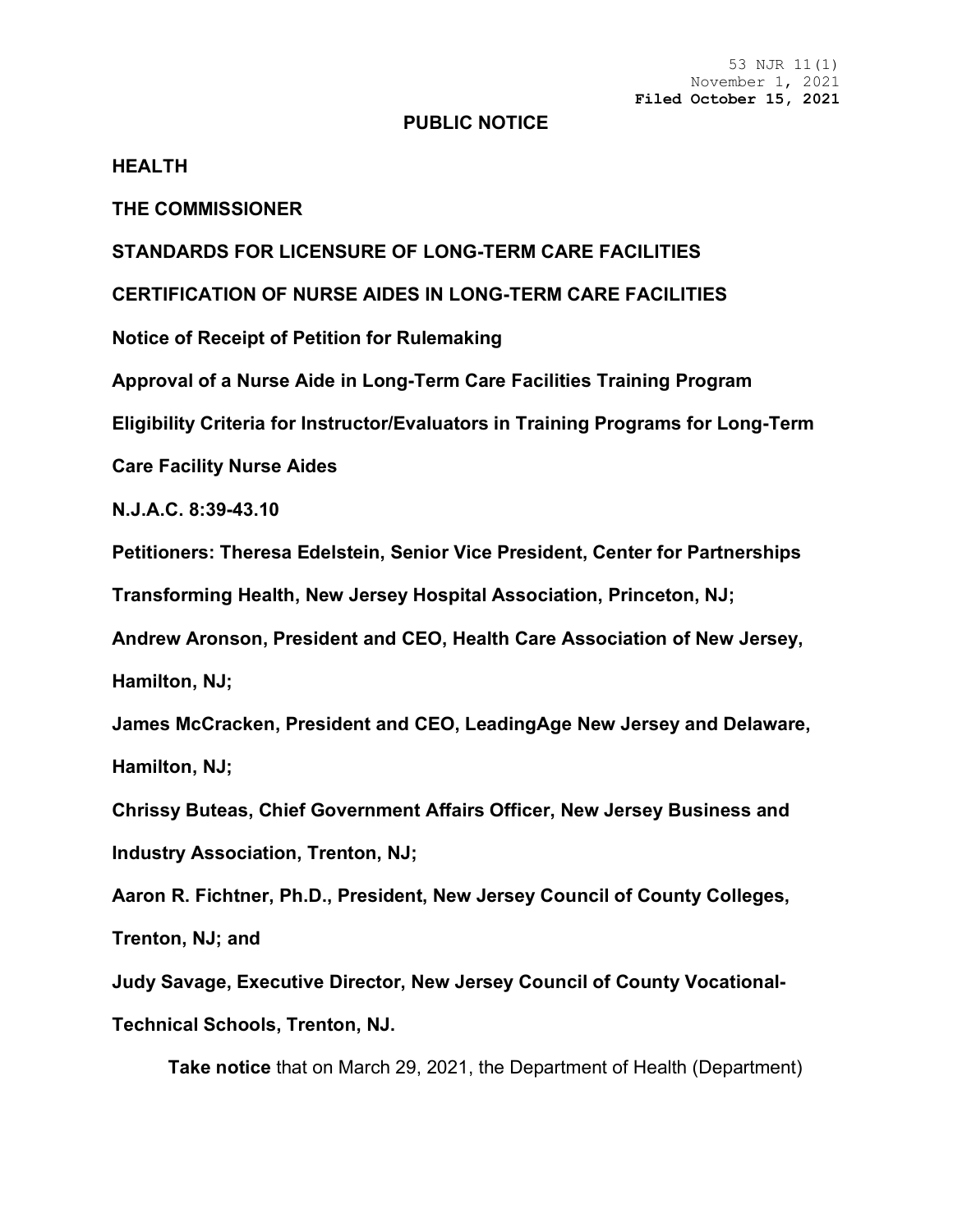53 NJR 11(1)
November 1, 2021
**Filed October 15, 2021**

**PUBLIC NOTICE**

**HEALTH**

**THE COMMISSIONER**

**STANDARDS FOR LICENSURE OF LONG-TERM CARE FACILITIES**

**CERTIFICATION OF NURSE AIDES IN LONG-TERM CARE FACILITIES**

**Notice of Receipt of Petition for Rulemaking**

**Approval of a Nurse Aide in Long-Term Care Facilities Training Program**

**Eligibility Criteria for Instructor/Evaluators in Training Programs for Long-Term Care Facility Nurse Aides**

**N.J.A.C. 8:39-43.10**

**Petitioners: Theresa Edelstein, Senior Vice President, Center for Partnerships Transforming Health, New Jersey Hospital Association, Princeton, NJ;**

**Andrew Aronson, President and CEO, Health Care Association of New Jersey, Hamilton, NJ;**

**James McCracken, President and CEO, LeadingAge New Jersey and Delaware, Hamilton, NJ;**

**Chrissy Buteas, Chief Government Affairs Officer, New Jersey Business and Industry Association, Trenton, NJ;**

**Aaron R. Fichtner, Ph.D., President, New Jersey Council of County Colleges, Trenton, NJ; and**

**Judy Savage, Executive Director, New Jersey Council of County Vocational-Technical Schools, Trenton, NJ.**

**Take notice** that on March 29, 2021, the Department of Health (Department)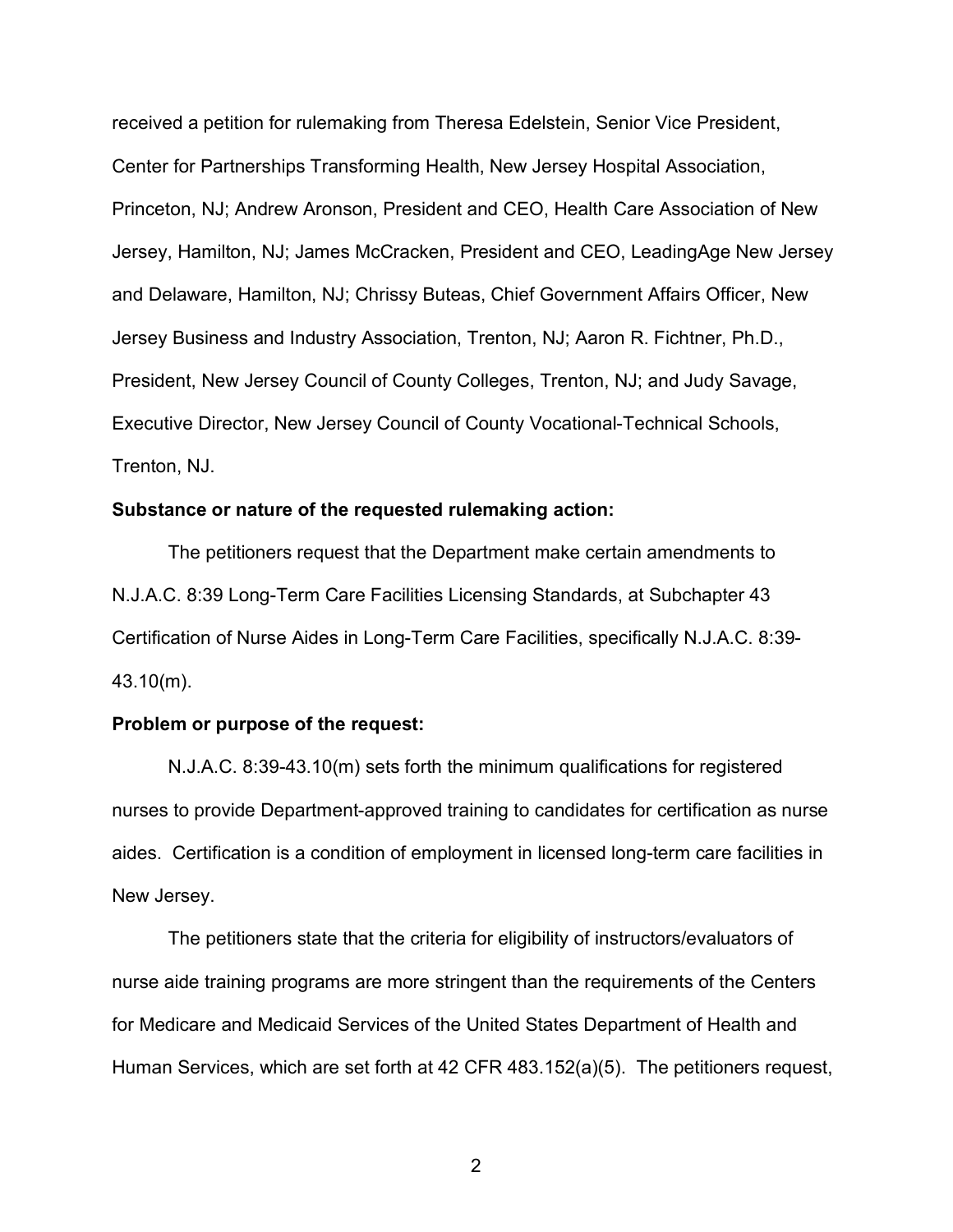received a petition for rulemaking from Theresa Edelstein, Senior Vice President, Center for Partnerships Transforming Health, New Jersey Hospital Association, Princeton, NJ; Andrew Aronson, President and CEO, Health Care Association of New Jersey, Hamilton, NJ; James McCracken, President and CEO, LeadingAge New Jersey and Delaware, Hamilton, NJ; Chrissy Buteas, Chief Government Affairs Officer, New Jersey Business and Industry Association, Trenton, NJ; Aaron R. Fichtner, Ph.D., President, New Jersey Council of County Colleges, Trenton, NJ; and Judy Savage, Executive Director, New Jersey Council of County Vocational-Technical Schools, Trenton, NJ.

**Substance or nature of the requested rulemaking action:**

The petitioners request that the Department make certain amendments to N.J.A.C. 8:39 Long-Term Care Facilities Licensing Standards, at Subchapter 43 Certification of Nurse Aides in Long-Term Care Facilities, specifically N.J.A.C. 8:39-43.10(m).

**Problem or purpose of the request:**

N.J.A.C. 8:39-43.10(m) sets forth the minimum qualifications for registered nurses to provide Department-approved training to candidates for certification as nurse aides. Certification is a condition of employment in licensed long-term care facilities in New Jersey.

The petitioners state that the criteria for eligibility of instructors/evaluators of nurse aide training programs are more stringent than the requirements of the Centers for Medicare and Medicaid Services of the United States Department of Health and Human Services, which are set forth at 42 CFR 483.152(a)(5). The petitioners request,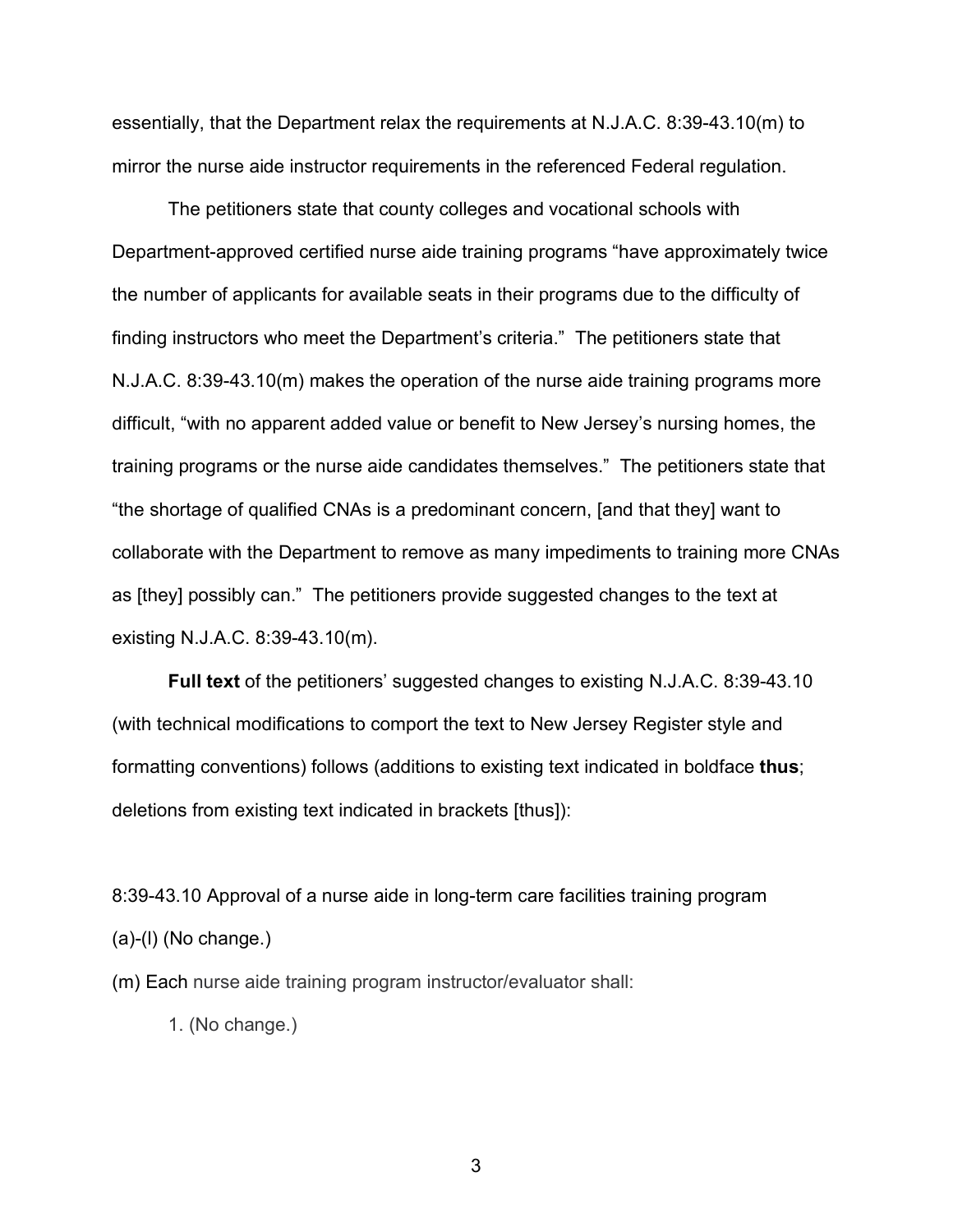essentially, that the Department relax the requirements at N.J.A.C. 8:39-43.10(m) to mirror the nurse aide instructor requirements in the referenced Federal regulation.

The petitioners state that county colleges and vocational schools with Department-approved certified nurse aide training programs "have approximately twice the number of applicants for available seats in their programs due to the difficulty of finding instructors who meet the Department's criteria." The petitioners state that N.J.A.C. 8:39-43.10(m) makes the operation of the nurse aide training programs more difficult, "with no apparent added value or benefit to New Jersey's nursing homes, the training programs or the nurse aide candidates themselves." The petitioners state that "the shortage of qualified CNAs is a predominant concern, [and that they] want to collaborate with the Department to remove as many impediments to training more CNAs as [they] possibly can." The petitioners provide suggested changes to the text at existing N.J.A.C. 8:39-43.10(m).

**Full text** of the petitioners' suggested changes to existing N.J.A.C. 8:39-43.10 (with technical modifications to comport the text to New Jersey Register style and formatting conventions) follows (additions to existing text indicated in boldface **thus**; deletions from existing text indicated in brackets [thus]):

8:39-43.10 Approval of a nurse aide in long-term care facilities training program

(a)-(l) (No change.)

(m) Each nurse aide training program instructor/evaluator shall:

1. (No change.)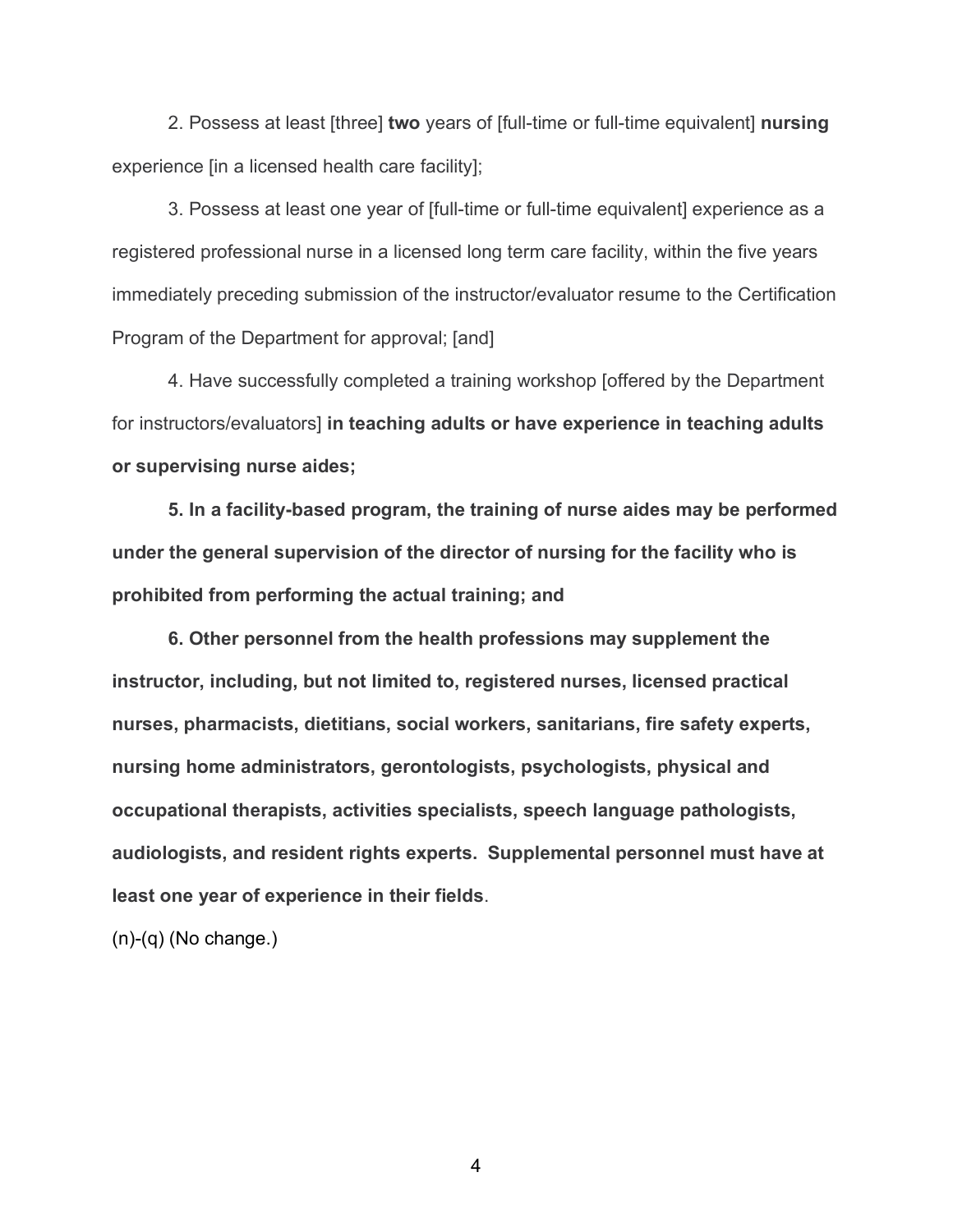2. Possess at least [three] **two** years of [full-time or full-time equivalent] **nursing** experience [in a licensed health care facility];

3. Possess at least one year of [full-time or full-time equivalent] experience as a registered professional nurse in a licensed long term care facility, within the five years immediately preceding submission of the instructor/evaluator resume to the Certification Program of the Department for approval; [and]

4. Have successfully completed a training workshop [offered by the Department for instructors/evaluators] **in teaching adults or have experience in teaching adults or supervising nurse aides;**

**5. In a facility-based program, the training of nurse aides may be performed under the general supervision of the director of nursing for the facility who is prohibited from performing the actual training; and**

**6. Other personnel from the health professions may supplement the instructor, including, but not limited to, registered nurses, licensed practical nurses, pharmacists, dietitians, social workers, sanitarians, fire safety experts, nursing home administrators, gerontologists, psychologists, physical and occupational therapists, activities specialists, speech language pathologists, audiologists, and resident rights experts. Supplemental personnel must have at least one year of experience in their fields**.

(n)-(q) (No change.)